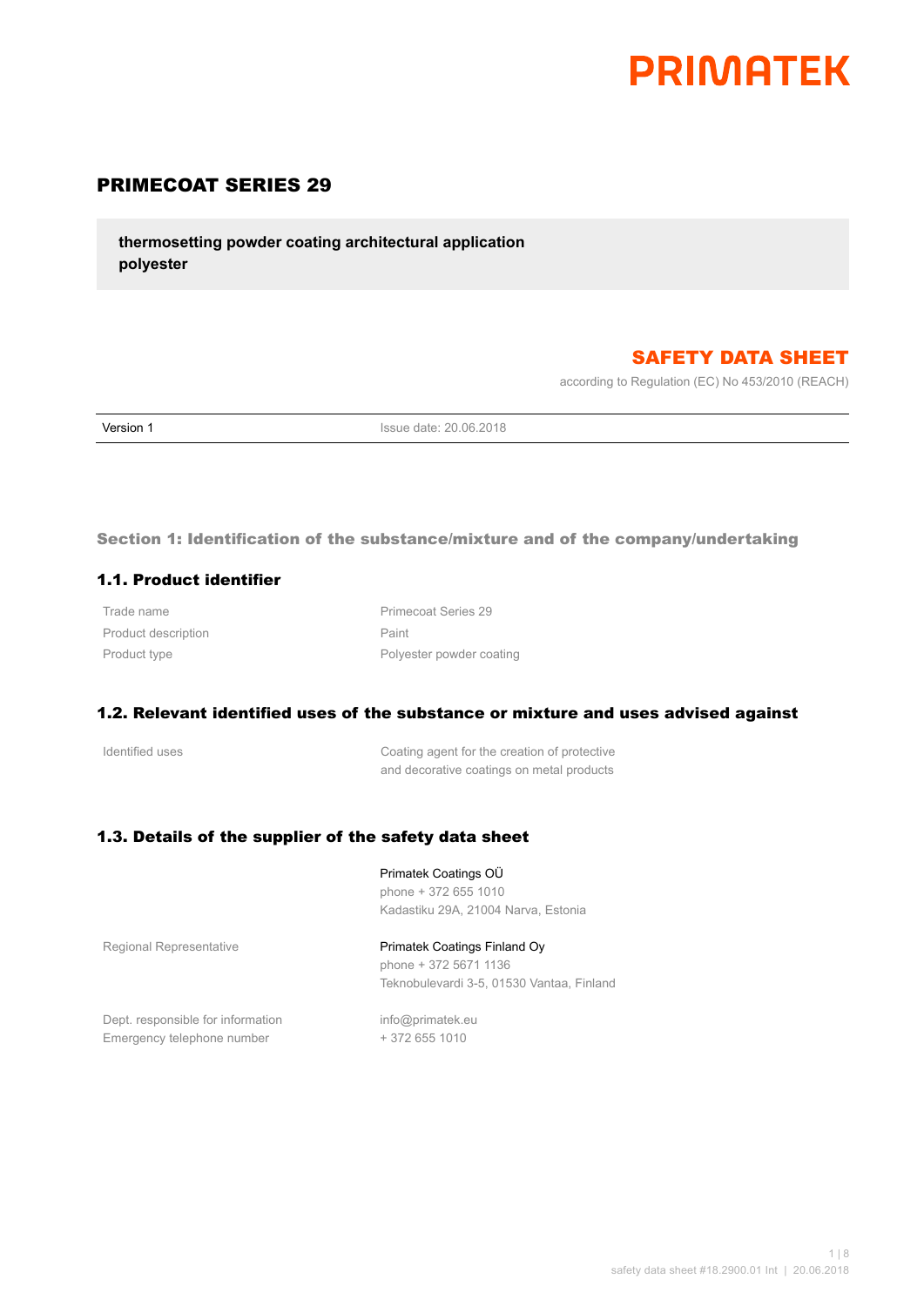PRIMATEK

# PRIMECOAT SERIES 29

**thermosetting powder coating architectural application polyester**

## SAFETY DATA SHEET

according to Regulation (EC) No 453/2010 (REACH)

| Version 1 | Issue date: 20.06.2018 |
|---|---|

## Section 1: Identification of the substance/mixture and of the company/undertaking

### 1.1. Product identifier

| | |
|---|---|
| Trade name | Primecoat Series 29 |
| Product description | Paint |
| Product type | Polyester powder coating |

### 1.2. Relevant identified uses of the substance or mixture and uses advised against

| | |
|---|---|
| Identified uses | Coating agent for the creation of protective and decorative coatings on metal products |

### 1.3. Details of the supplier of the safety data sheet

| | |
|---|---|
| | Primatek Coatings OÜ<br>phone + 372 655 1010<br>Kadastiku 29A, 21004 Narva, Estonia |
| Regional Representative | Primatek Coatings Finland Oy<br>phone + 372 5671 1136<br>Teknobulevardi 3-5, 01530 Vantaa, Finland |
| Dept. responsible for information | info@primatek.eu |
| Emergency telephone number | + 372 655 1010 |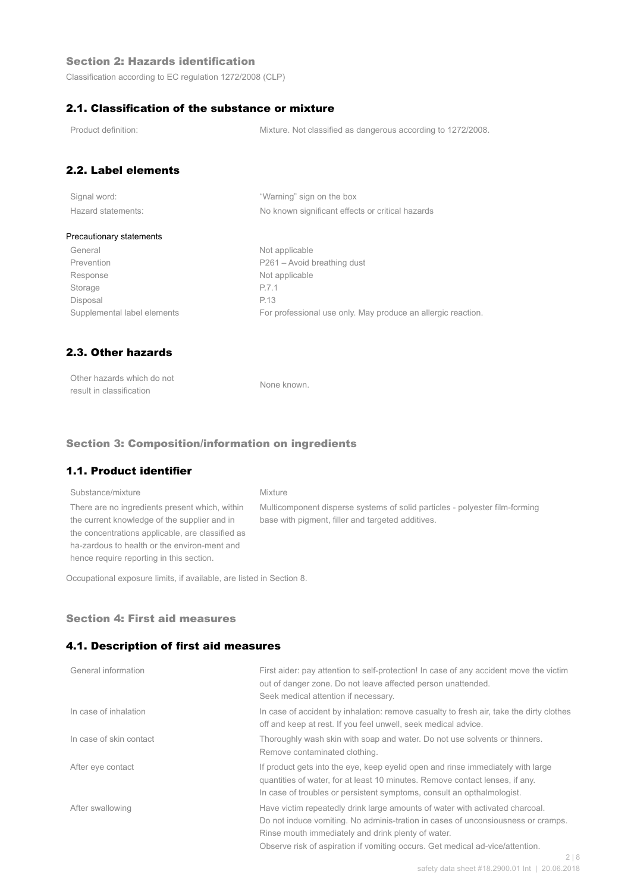## Section 2: Hazards identification

Classification according to EC regulation 1272/2008 (CLP)

### 2.1. Classification of the substance or mixture

| | |
|---|---|
| Product definition: | Mixture. Not classified as dangerous according to 1272/2008. |

### 2.2. Label elements

| | |
|---|---|
| Signal word: | "Warning" sign on the box |
| Hazard statements: | No known significant effects or critical hazards |

**Precautionary statements**

| | |
|---|---|
| General | Not applicable |
| Prevention | P261 – Avoid breathing dust |
| Response | Not applicable |
| Storage | P.7.1 |
| Disposal | P.13 |
| Supplemental label elements | For professional use only. May produce an allergic reaction. |

### 2.3. Other hazards

| | |
|---|---|
| Other hazards which do not result in classification | None known. |

## Section 3: Composition/information on ingredients

### 1.1. Product identifier

| | |
|---|---|
| Substance/mixture | Mixture |
| There are no ingredients present which, within the current knowledge of the supplier and in the concentrations applicable, are classified as ha-zardous to health or the environ-ment and hence require reporting in this section. | Multicomponent disperse systems of solid particles - polyester film-forming base with pigment, filler and targeted additives. |

Occupational exposure limits, if available, are listed in Section 8.

## Section 4: First aid measures

### 4.1. Description of first aid measures

| | |
|---|---|
| General information | First aider: pay attention to self-protection! In case of any accident move the victim out of danger zone. Do not leave affected person unattended. Seek medical attention if necessary. |
| In case of inhalation | In case of accident by inhalation: remove casualty to fresh air, take the dirty clothes off and keep at rest. If you feel unwell, seek medical advice. |
| In case of skin contact | Thoroughly wash skin with soap and water. Do not use solvents or thinners. Remove contaminated clothing. |
| After eye contact | If product gets into the eye, keep eyelid open and rinse immediately with large quantities of water, for at least 10 minutes. Remove contact lenses, if any. In case of troubles or persistent symptoms, consult an opthalmologist. |
| After swallowing | Have victim repeatedly drink large amounts of water with activated charcoal. Do not induce vomiting. No adminis-tration in cases of unconsiousness or cramps. Rinse mouth immediately and drink plenty of water. Observe risk of aspiration if vomiting occurs. Get medical ad-vice/attention. |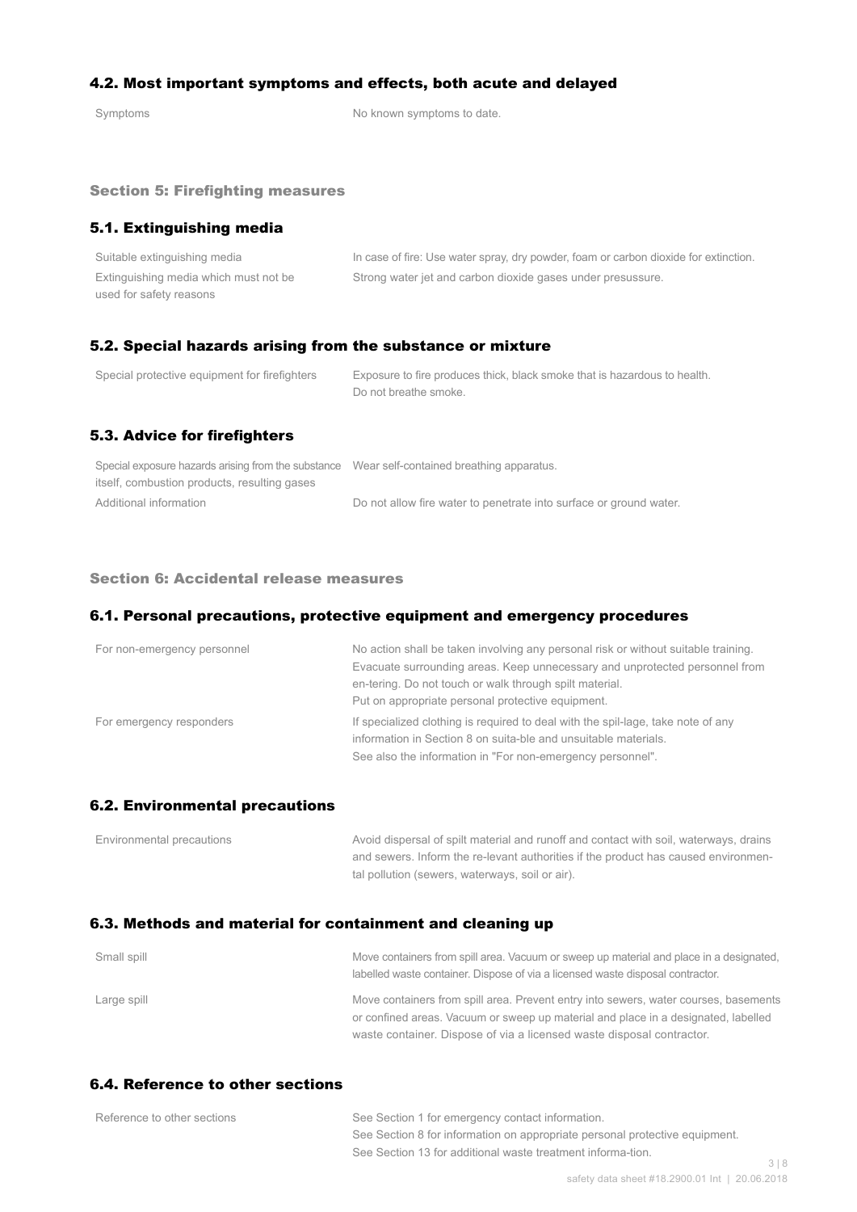### 4.2. Most important symptoms and effects, both acute and delayed

| | |
|---|---|
| Symptoms | No known symptoms to date. |

## Section 5: Firefighting measures

### 5.1. Extinguishing media

| | |
|---|---|
| Suitable extinguishing media | In case of fire: Use water spray, dry powder, foam or carbon dioxide for extinction. |
| Extinguishing media which must not be used for safety reasons | Strong water jet and carbon dioxide gases under presussure. |

### 5.2. Special hazards arising from the substance or mixture

| | |
|---|---|
| Special protective equipment for firefighters | Exposure to fire produces thick, black smoke that is hazardous to health. Do not breathe smoke. |

### 5.3. Advice for firefighters

| | |
|---|---|
| Special exposure hazards arising from the substance itself, combustion products, resulting gases | Wear self-contained breathing apparatus. |
| Additional information | Do not allow fire water to penetrate into surface or ground water. |

## Section 6: Accidental release measures

### 6.1. Personal precautions, protective equipment and emergency procedures

| | |
|---|---|
| For non-emergency personnel | No action shall be taken involving any personal risk or without suitable training. Evacuate surrounding areas. Keep unnecessary and unprotected personnel from en-tering. Do not touch or walk through spilt material. Put on appropriate personal protective equipment. |
| For emergency responders | If specialized clothing is required to deal with the spil-lage, take note of any information in Section 8 on suita-ble and unsuitable materials. See also the information in "For non-emergency personnel". |

### 6.2. Environmental precautions

| | |
|---|---|
| Environmental precautions | Avoid dispersal of spilt material and runoff and contact with soil, waterways, drains and sewers. Inform the re-levant authorities if the product has caused environmen-tal pollution (sewers, waterways, soil or air). |

### 6.3. Methods and material for containment and cleaning up

| | |
|---|---|
| Small spill | Move containers from spill area. Vacuum or sweep up material and place in a designated, labelled waste container. Dispose of via a licensed waste disposal contractor. |
| Large spill | Move containers from spill area. Prevent entry into sewers, water courses, basements or confined areas. Vacuum or sweep up material and place in a designated, labelled waste container. Dispose of via a licensed waste disposal contractor. |

### 6.4. Reference to other sections

| | |
|---|---|
| Reference to other sections | See Section 1 for emergency contact information. See Section 8 for information on appropriate personal protective equipment. See Section 13 for additional waste treatment informa-tion. |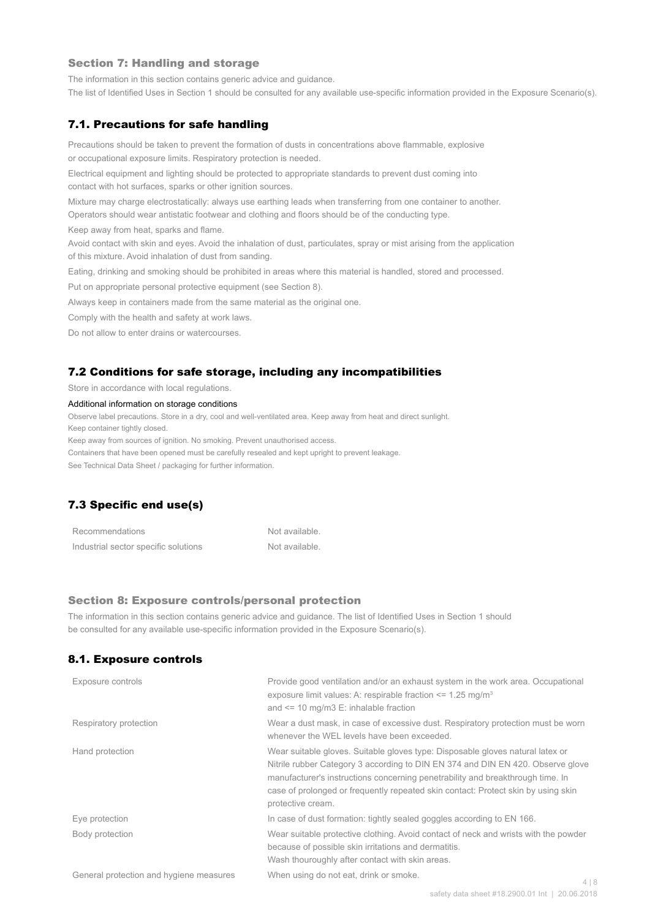## Section 7: Handling and storage

The information in this section contains generic advice and guidance.
The list of Identified Uses in Section 1 should be consulted for any available use-specific information provided in the Exposure Scenario(s).

### 7.1. Precautions for safe handling

Precautions should be taken to prevent the formation of dusts in concentrations above flammable, explosive or occupational exposure limits. Respiratory protection is needed.

Electrical equipment and lighting should be protected to appropriate standards to prevent dust coming into contact with hot surfaces, sparks or other ignition sources.

Mixture may charge electrostatically: always use earthing leads when transferring from one container to another. Operators should wear antistatic footwear and clothing and floors should be of the conducting type.

Keep away from heat, sparks and flame.

Avoid contact with skin and eyes. Avoid the inhalation of dust, particulates, spray or mist arising from the application of this mixture. Avoid inhalation of dust from sanding.

Eating, drinking and smoking should be prohibited in areas where this material is handled, stored and processed.

Put on appropriate personal protective equipment (see Section 8).

Always keep in containers made from the same material as the original one.

Comply with the health and safety at work laws.

Do not allow to enter drains or watercourses.

### 7.2 Conditions for safe storage, including any incompatibilities

Store in accordance with local regulations.

Additional information on storage conditions

Observe label precautions. Store in a dry, cool and well-ventilated area. Keep away from heat and direct sunlight.
Keep container tightly closed.
Keep away from sources of ignition. No smoking. Prevent unauthorised access.
Containers that have been opened must be carefully resealed and kept upright to prevent leakage.
See Technical Data Sheet / packaging for further information.

### 7.3 Specific end use(s)

| | |
|---|---|
| Recommendations | Not available. |
| Industrial sector specific solutions | Not available. |

## Section 8: Exposure controls/personal protection

The information in this section contains generic advice and guidance. The list of Identified Uses in Section 1 should be consulted for any available use-specific information provided in the Exposure Scenario(s).

### 8.1. Exposure controls

| | |
|---|---|
| Exposure controls | Provide good ventilation and/or an exhaust system in the work area. Occupational exposure limit values: A: respirable fraction <= 1.25 mg/m³ and <= 10 mg/m3 E: inhalable fraction |
| Respiratory protection | Wear a dust mask, in case of excessive dust. Respiratory protection must be worn whenever the WEL levels have been exceeded. |
| Hand protection | Wear suitable gloves. Suitable gloves type: Disposable gloves natural latex or Nitrile rubber Category 3 according to DIN EN 374 and DIN EN 420. Observe glove manufacturer's instructions concerning penetrability and breakthrough time. In case of prolonged or frequently repeated skin contact: Protect skin by using skin protective cream. |
| Eye protection | In case of dust formation: tightly sealed goggles according to EN 166. |
| Body protection | Wear suitable protective clothing. Avoid contact of neck and wrists with the powder because of possible skin irritations and dermatitis. Wash thouroughly after contact with skin areas. |
| General protection and hygiene measures | When using do not eat, drink or smoke. |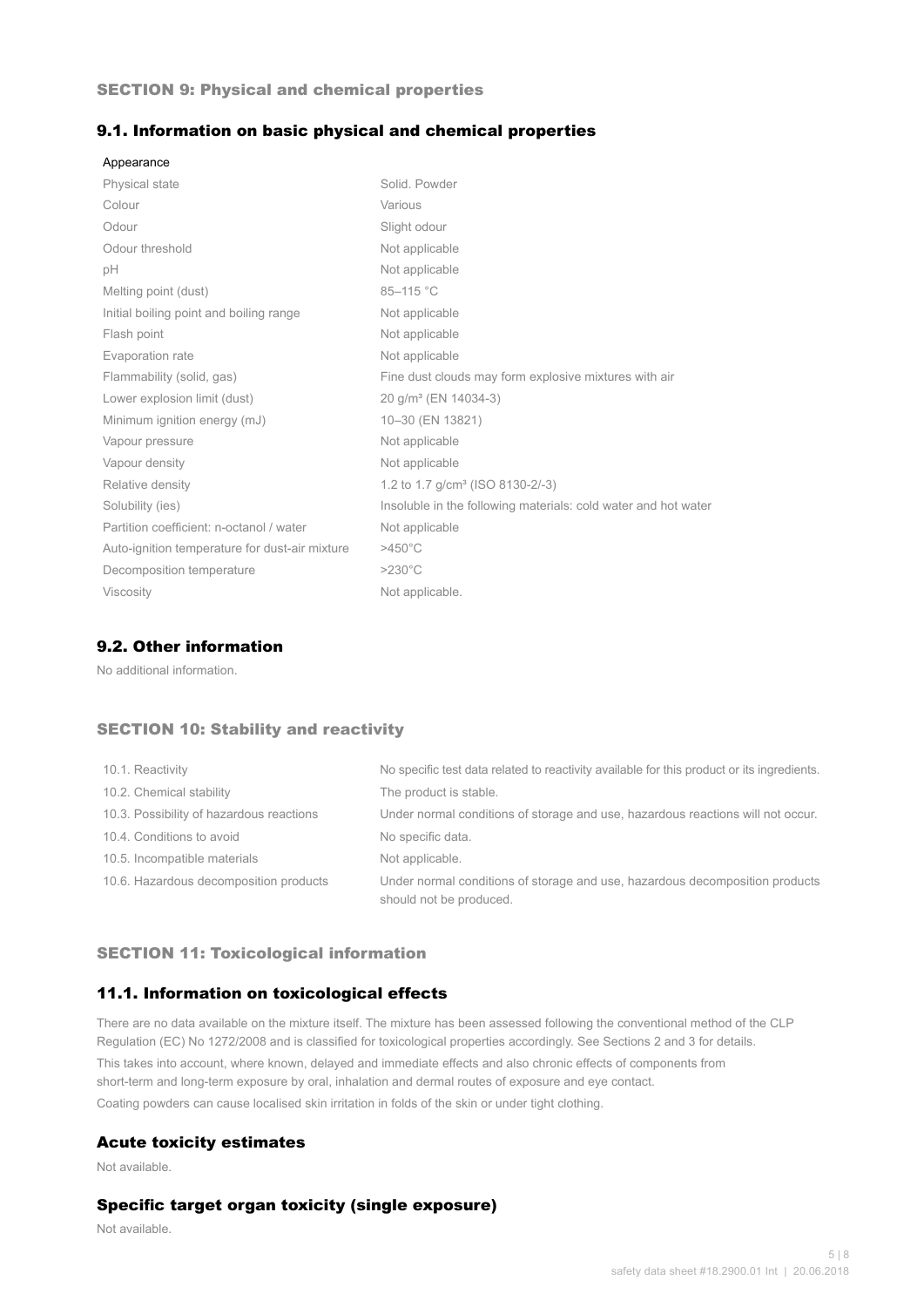## SECTION 9: Physical and chemical properties

### 9.1. Information on basic physical and chemical properties

| Appearance | |
|---|---|
| Physical state | Solid. Powder |
| Colour | Various |
| Odour | Slight odour |
| Odour threshold | Not applicable |
| pH | Not applicable |
| Melting point (dust) | 85–115 °C |
| Initial boiling point and boiling range | Not applicable |
| Flash point | Not applicable |
| Evaporation rate | Not applicable |
| Flammability (solid, gas) | Fine dust clouds may form explosive mixtures with air |
| Lower explosion limit (dust) | 20 g/m³ (EN 14034-3) |
| Minimum ignition energy (mJ) | 10–30 (EN 13821) |
| Vapour pressure | Not applicable |
| Vapour density | Not applicable |
| Relative density | 1.2 to 1.7 g/cm³ (ISO 8130-2/-3) |
| Solubility (ies) | Insoluble in the following materials: cold water and hot water |
| Partition coefficient: n-octanol / water | Not applicable |
| Auto-ignition temperature for dust-air mixture | >450°C |
| Decomposition temperature | >230°C |
| Viscosity | Not applicable. |

### 9.2. Other information

No additional information.

## SECTION 10: Stability and reactivity

| | |
|---|---|
| 10.1. Reactivity | No specific test data related to reactivity available for this product or its ingredients. |
| 10.2. Chemical stability | The product is stable. |
| 10.3. Possibility of hazardous reactions | Under normal conditions of storage and use, hazardous reactions will not occur. |
| 10.4. Conditions to avoid | No specific data. |
| 10.5. Incompatible materials | Not applicable. |
| 10.6. Hazardous decomposition products | Under normal conditions of storage and use, hazardous decomposition products should not be produced. |

## SECTION 11: Toxicological information

### 11.1. Information on toxicological effects

There are no data available on the mixture itself. The mixture has been assessed following the conventional method of the CLP Regulation (EC) No 1272/2008 and is classified for toxicological properties accordingly. See Sections 2 and 3 for details.

This takes into account, where known, delayed and immediate effects and also chronic effects of components from short-term and long-term exposure by oral, inhalation and dermal routes of exposure and eye contact.

Coating powders can cause localised skin irritation in folds of the skin or under tight clothing.

### Acute toxicity estimates

Not available.

### Specific target organ toxicity (single exposure)

Not available.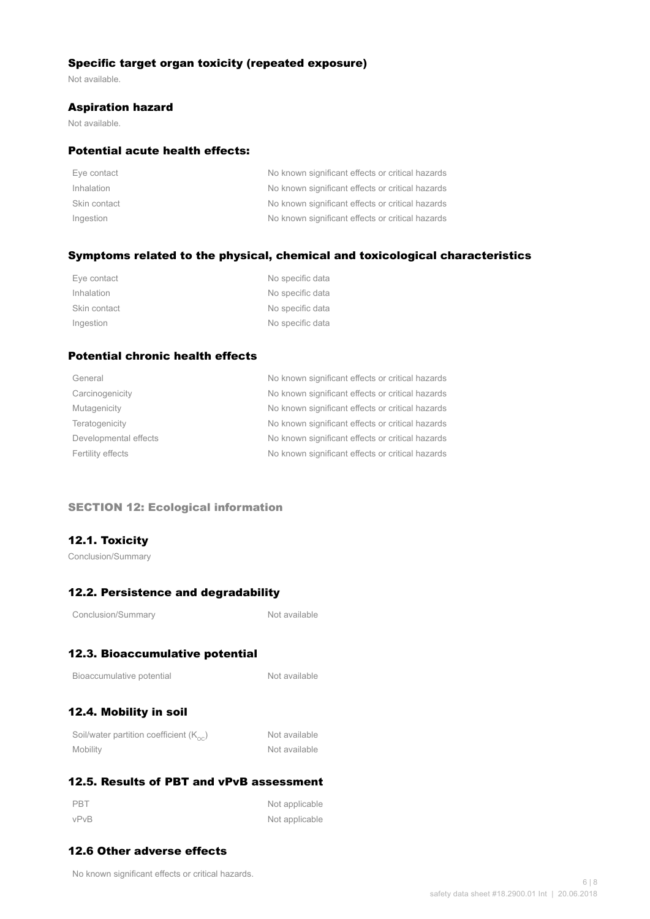### Specific target organ toxicity (repeated exposure)

Not available.

### Aspiration hazard

Not available.

### Potential acute health effects:

| | |
|---|---|
| Eye contact | No known significant effects or critical hazards |
| Inhalation | No known significant effects or critical hazards |
| Skin contact | No known significant effects or critical hazards |
| Ingestion | No known significant effects or critical hazards |

### Symptoms related to the physical, chemical and toxicological characteristics

| | |
|---|---|
| Eye contact | No specific data |
| Inhalation | No specific data |
| Skin contact | No specific data |
| Ingestion | No specific data |

### Potential chronic health effects

| | |
|---|---|
| General | No known significant effects or critical hazards |
| Carcinogenicity | No known significant effects or critical hazards |
| Mutagenicity | No known significant effects or critical hazards |
| Teratogenicity | No known significant effects or critical hazards |
| Developmental effects | No known significant effects or critical hazards |
| Fertility effects | No known significant effects or critical hazards |

## SECTION 12: Ecological information

### 12.1. Toxicity

Conclusion/Summary

### 12.2. Persistence and degradability

| | |
|---|---|
| Conclusion/Summary | Not available |

### 12.3. Bioaccumulative potential

| | |
|---|---|
| Bioaccumulative potential | Not available |

### 12.4. Mobility in soil

| | |
|---|---|
| Soil/water partition coefficient ($K_{oc}$) | Not available |
| Mobility | Not available |

### 12.5. Results of PBT and vPvB assessment

| | |
|---|---|
| PBT | Not applicable |
| vPvB | Not applicable |

### 12.6 Other adverse effects

No known significant effects or critical hazards.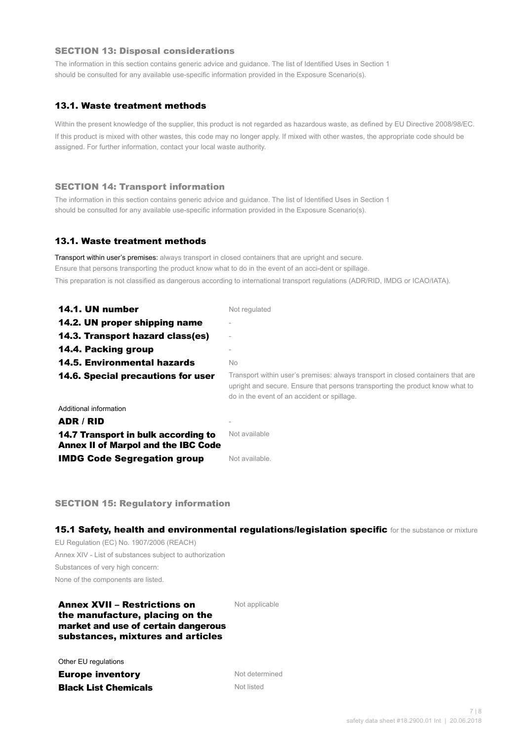## SECTION 13: Disposal considerations

The information in this section contains generic advice and guidance. The list of Identified Uses in Section 1 should be consulted for any available use-specific information provided in the Exposure Scenario(s).

### 13.1. Waste treatment methods

Within the present knowledge of the supplier, this product is not regarded as hazardous waste, as defined by EU Directive 2008/98/EC. If this product is mixed with other wastes, this code may no longer apply. If mixed with other wastes, the appropriate code should be assigned. For further information, contact your local waste authority.

## SECTION 14: Transport information

The information in this section contains generic advice and guidance. The list of Identified Uses in Section 1 should be consulted for any available use-specific information provided in the Exposure Scenario(s).

### 13.1. Waste treatment methods

Transport within user's premises: always transport in closed containers that are upright and secure. Ensure that persons transporting the product know what to do in the event of an acci-dent or spillage. This preparation is not classified as dangerous according to international transport regulations (ADR/RID, IMDG or ICAO/IATA).

| | |
|---|---|
| **14.1. UN number** | Not regulated |
| **14.2. UN proper shipping name** | - |
| **14.3. Transport hazard class(es)** | - |
| **14.4. Packing group** | - |
| **14.5. Environmental hazards** | No |
| **14.6. Special precautions for user** | Transport within user's premises: always transport in closed containers that are upright and secure. Ensure that persons transporting the product know what to do in the event of an accident or spillage. |

Additional information

| | |
|---|---|
| **ADR / RID** | - |
| **14.7 Transport in bulk according to Annex II of Marpol and the IBC Code** | Not available |
| **IMDG Code Segregation group** | Not available. |

## SECTION 15: Regulatory information

### 15.1 Safety, health and environmental regulations/legislation specific for the substance or mixture

EU Regulation (EC) No. 1907/2006 (REACH)
Annex XIV - List of substances subject to authorization
Substances of very high concern:
None of the components are listed.

| | |
|---|---|
| **Annex XVII – Restrictions on the manufacture, placing on the market and use of certain dangerous substances, mixtures and articles** | Not applicable |

Other EU regulations

| | |
|---|---|
| **Europe inventory** | Not determined |
| **Black List Chemicals** | Not listed |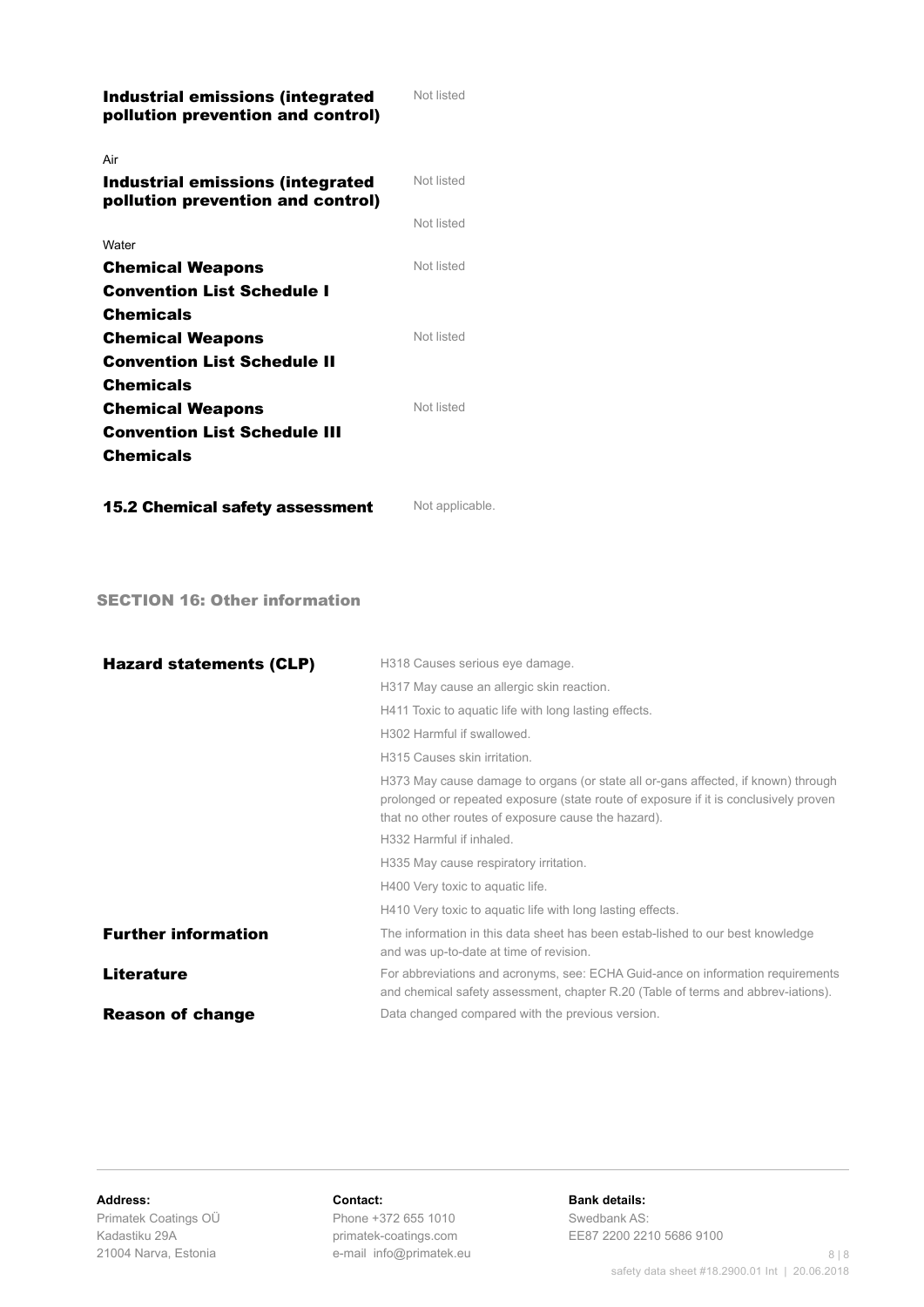| | |
|---|---|
| **Industrial emissions (integrated pollution prevention and control)** | Not listed |
| Air | |
| **Industrial emissions (integrated pollution prevention and control)** | Not listed |
| | Not listed |
| Water | |
| **Chemical Weapons Convention List Schedule I Chemicals** | Not listed |
| **Chemical Weapons Convention List Schedule II Chemicals** | Not listed |
| **Chemical Weapons Convention List Schedule III Chemicals** | Not listed |

**15.2 Chemical safety assessment** Not applicable.

## SECTION 16: Other information

| | |
|---|---|
| **Hazard statements (CLP)** | H318 Causes serious eye damage.<br>H317 May cause an allergic skin reaction.<br>H411 Toxic to aquatic life with long lasting effects.<br>H302 Harmful if swallowed.<br>H315 Causes skin irritation.<br>H373 May cause damage to organs (or state all or-gans affected, if known) through prolonged or repeated exposure (state route of exposure if it is conclusively proven that no other routes of exposure cause the hazard).<br>H332 Harmful if inhaled.<br>H335 May cause respiratory irritation.<br>H400 Very toxic to aquatic life.<br>H410 Very toxic to aquatic life with long lasting effects. |
| **Further information** | The information in this data sheet has been estab-lished to our best knowledge and was up-to-date at time of revision. |
| **Literature** | For abbreviations and acronyms, see: ECHA Guid-ance on information requirements and chemical safety assessment, chapter R.20 (Table of terms and abbrev-iations). |
| **Reason of change** | Data changed compared with the previous version. |

**Address:**
Primatek Coatings OÜ
Kadastiku 29A
21004 Narva, Estonia

**Contact:**
Phone +372 655 1010
primatek-coatings.com
e-mail info@primatek.eu

**Bank details:**
Swedbank AS:
EE87 2200 2210 5686 9100

safety data sheet #18.2900.01 Int | 20.06.2018